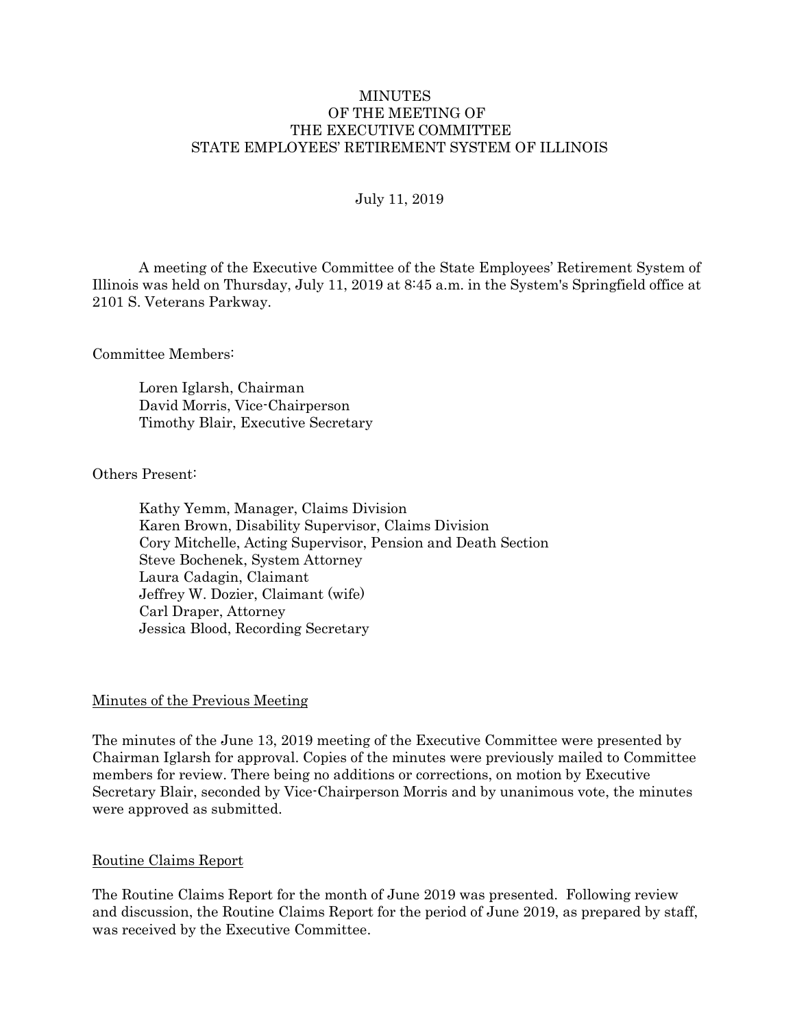# MINUTES
# OF THE MEETING OF
# THE EXECUTIVE COMMITTEE
# STATE EMPLOYEES' RETIREMENT SYSTEM OF ILLINOIS

July 11, 2019

A meeting of the Executive Committee of the State Employees' Retirement System of Illinois was held on Thursday, July 11, 2019 at 8:45 a.m. in the System's Springfield office at 2101 S. Veterans Parkway.

Committee Members:

Loren Iglarsh, Chairman
David Morris, Vice-Chairperson
Timothy Blair, Executive Secretary

Others Present:

Kathy Yemm, Manager, Claims Division
Karen Brown, Disability Supervisor, Claims Division
Cory Mitchelle, Acting Supervisor, Pension and Death Section
Steve Bochenek, System Attorney
Laura Cadagin, Claimant
Jeffrey W. Dozier, Claimant (wife)
Carl Draper, Attorney
Jessica Blood, Recording Secretary

## Minutes of the Previous Meeting

The minutes of the June 13, 2019 meeting of the Executive Committee were presented by Chairman Iglarsh for approval. Copies of the minutes were previously mailed to Committee members for review. There being no additions or corrections, on motion by Executive Secretary Blair, seconded by Vice-Chairperson Morris and by unanimous vote, the minutes were approved as submitted.

## Routine Claims Report

The Routine Claims Report for the month of June 2019 was presented. Following review and discussion, the Routine Claims Report for the period of June 2019, as prepared by staff, was received by the Executive Committee.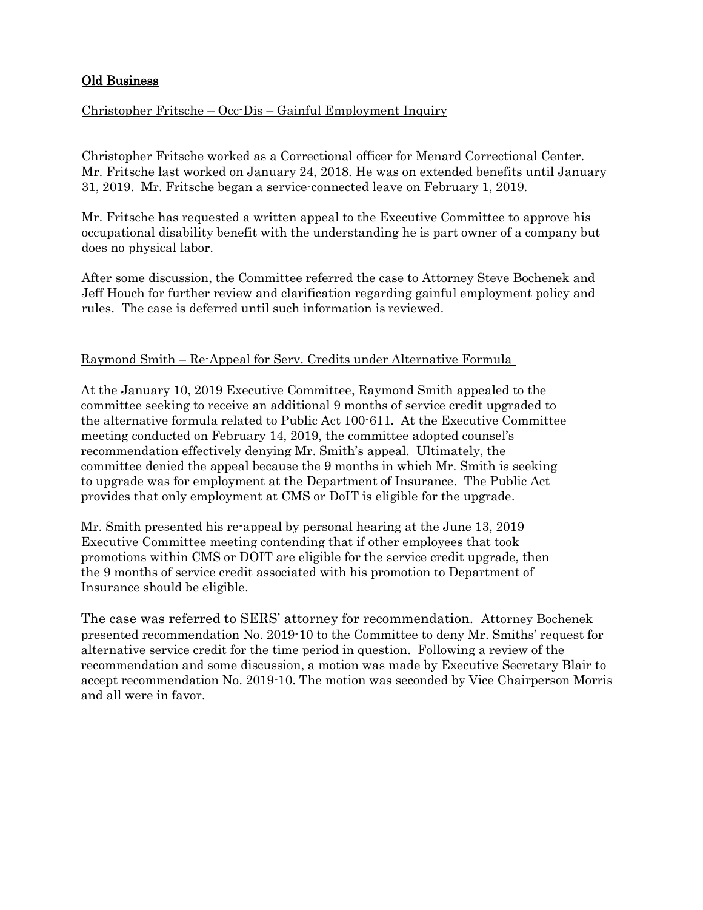## Old Business

Christopher Fritsche – Occ-Dis – Gainful Employment Inquiry

Christopher Fritsche worked as a Correctional officer for Menard Correctional Center. Mr. Fritsche last worked on January 24, 2018. He was on extended benefits until January 31, 2019. Mr. Fritsche began a service-connected leave on February 1, 2019.

Mr. Fritsche has requested a written appeal to the Executive Committee to approve his occupational disability benefit with the understanding he is part owner of a company but does no physical labor.

After some discussion, the Committee referred the case to Attorney Steve Bochenek and Jeff Houch for further review and clarification regarding gainful employment policy and rules. The case is deferred until such information is reviewed.

Raymond Smith – Re-Appeal for Serv. Credits under Alternative Formula

At the January 10, 2019 Executive Committee, Raymond Smith appealed to the committee seeking to receive an additional 9 months of service credit upgraded to the alternative formula related to Public Act 100-611. At the Executive Committee meeting conducted on February 14, 2019, the committee adopted counsel's recommendation effectively denying Mr. Smith's appeal. Ultimately, the committee denied the appeal because the 9 months in which Mr. Smith is seeking to upgrade was for employment at the Department of Insurance. The Public Act provides that only employment at CMS or DoIT is eligible for the upgrade.

Mr. Smith presented his re-appeal by personal hearing at the June 13, 2019 Executive Committee meeting contending that if other employees that took promotions within CMS or DOIT are eligible for the service credit upgrade, then the 9 months of service credit associated with his promotion to Department of Insurance should be eligible.

The case was referred to SERS' attorney for recommendation. Attorney Bochenek presented recommendation No. 2019-10 to the Committee to deny Mr. Smiths' request for alternative service credit for the time period in question. Following a review of the recommendation and some discussion, a motion was made by Executive Secretary Blair to accept recommendation No. 2019-10. The motion was seconded by Vice Chairperson Morris and all were in favor.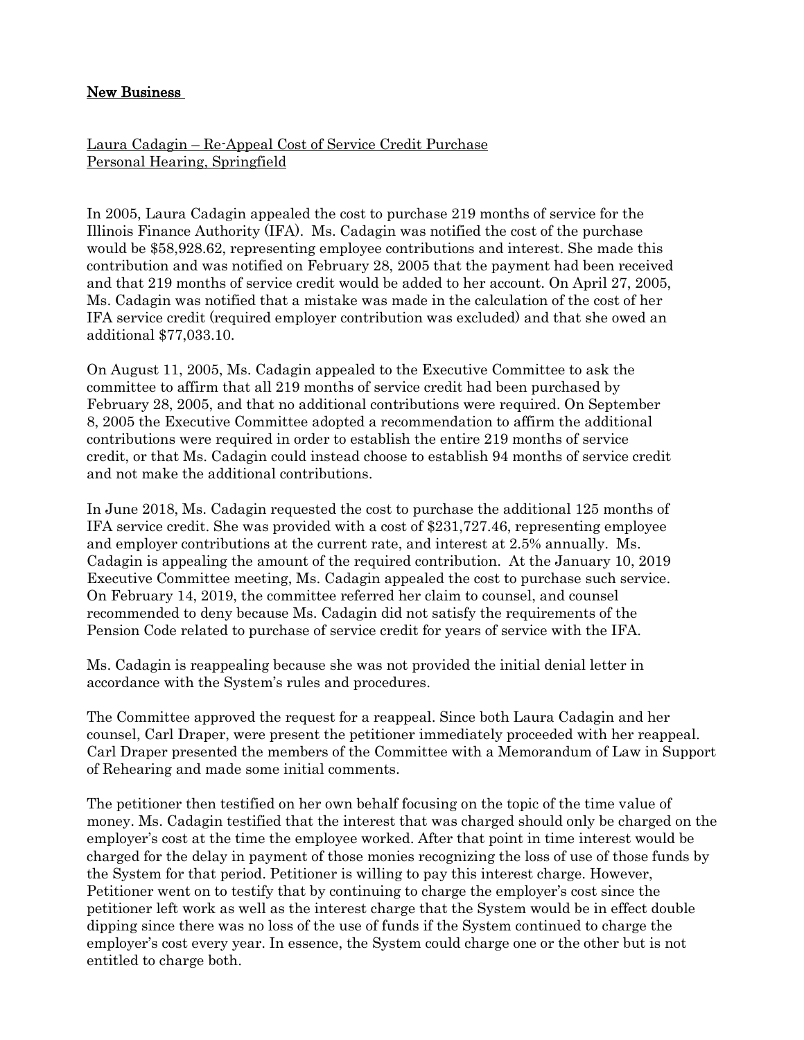## <u>New Business</u>

<u>Laura Cadagin – Re-Appeal Cost of Service Credit Purchase</u>
<u>Personal Hearing, Springfield</u>

In 2005, Laura Cadagin appealed the cost to purchase 219 months of service for the Illinois Finance Authority (IFA). Ms. Cadagin was notified the cost of the purchase would be $58,928.62, representing employee contributions and interest. She made this contribution and was notified on February 28, 2005 that the payment had been received and that 219 months of service credit would be added to her account. On April 27, 2005, Ms. Cadagin was notified that a mistake was made in the calculation of the cost of her IFA service credit (required employer contribution was excluded) and that she owed an additional $77,033.10.

On August 11, 2005, Ms. Cadagin appealed to the Executive Committee to ask the committee to affirm that all 219 months of service credit had been purchased by February 28, 2005, and that no additional contributions were required. On September 8, 2005 the Executive Committee adopted a recommendation to affirm the additional contributions were required in order to establish the entire 219 months of service credit, or that Ms. Cadagin could instead choose to establish 94 months of service credit and not make the additional contributions.

In June 2018, Ms. Cadagin requested the cost to purchase the additional 125 months of IFA service credit. She was provided with a cost of $231,727.46, representing employee and employer contributions at the current rate, and interest at 2.5% annually. Ms. Cadagin is appealing the amount of the required contribution. At the January 10, 2019 Executive Committee meeting, Ms. Cadagin appealed the cost to purchase such service. On February 14, 2019, the committee referred her claim to counsel, and counsel recommended to deny because Ms. Cadagin did not satisfy the requirements of the Pension Code related to purchase of service credit for years of service with the IFA.

Ms. Cadagin is reappealing because she was not provided the initial denial letter in accordance with the System's rules and procedures.

The Committee approved the request for a reappeal. Since both Laura Cadagin and her counsel, Carl Draper, were present the petitioner immediately proceeded with her reappeal. Carl Draper presented the members of the Committee with a Memorandum of Law in Support of Rehearing and made some initial comments.

The petitioner then testified on her own behalf focusing on the topic of the time value of money. Ms. Cadagin testified that the interest that was charged should only be charged on the employer's cost at the time the employee worked. After that point in time interest would be charged for the delay in payment of those monies recognizing the loss of use of those funds by the System for that period. Petitioner is willing to pay this interest charge. However, Petitioner went on to testify that by continuing to charge the employer's cost since the petitioner left work as well as the interest charge that the System would be in effect double dipping since there was no loss of the use of funds if the System continued to charge the employer's cost every year. In essence, the System could charge one or the other but is not entitled to charge both.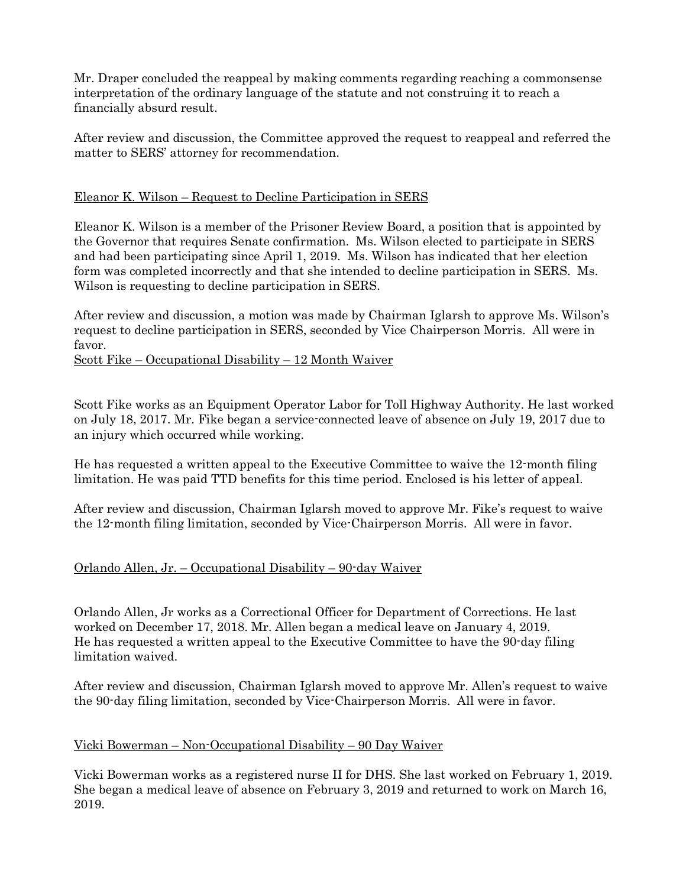Mr. Draper concluded the reappeal by making comments regarding reaching a commonsense interpretation of the ordinary language of the statute and not construing it to reach a financially absurd result.

After review and discussion, the Committee approved the request to reappeal and referred the matter to SERS' attorney for recommendation.

Eleanor K. Wilson – Request to Decline Participation in SERS

Eleanor K. Wilson is a member of the Prisoner Review Board, a position that is appointed by the Governor that requires Senate confirmation. Ms. Wilson elected to participate in SERS and had been participating since April 1, 2019. Ms. Wilson has indicated that her election form was completed incorrectly and that she intended to decline participation in SERS. Ms. Wilson is requesting to decline participation in SERS.

After review and discussion, a motion was made by Chairman Iglarsh to approve Ms. Wilson's request to decline participation in SERS, seconded by Vice Chairperson Morris. All were in favor.

Scott Fike – Occupational Disability – 12 Month Waiver

Scott Fike works as an Equipment Operator Labor for Toll Highway Authority. He last worked on July 18, 2017. Mr. Fike began a service-connected leave of absence on July 19, 2017 due to an injury which occurred while working.

He has requested a written appeal to the Executive Committee to waive the 12-month filing limitation. He was paid TTD benefits for this time period. Enclosed is his letter of appeal.

After review and discussion, Chairman Iglarsh moved to approve Mr. Fike's request to waive the 12-month filing limitation, seconded by Vice-Chairperson Morris. All were in favor.

Orlando Allen, Jr. – Occupational Disability – 90-day Waiver

Orlando Allen, Jr works as a Correctional Officer for Department of Corrections. He last worked on December 17, 2018. Mr. Allen began a medical leave on January 4, 2019. He has requested a written appeal to the Executive Committee to have the 90-day filing limitation waived.

After review and discussion, Chairman Iglarsh moved to approve Mr. Allen's request to waive the 90-day filing limitation, seconded by Vice-Chairperson Morris. All were in favor.

Vicki Bowerman – Non-Occupational Disability – 90 Day Waiver

Vicki Bowerman works as a registered nurse II for DHS. She last worked on February 1, 2019. She began a medical leave of absence on February 3, 2019 and returned to work on March 16, 2019.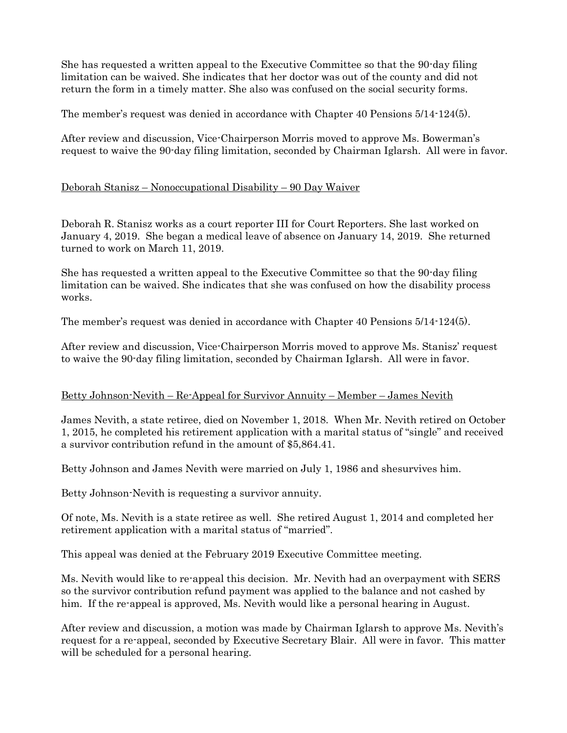She has requested a written appeal to the Executive Committee so that the 90-day filing limitation can be waived. She indicates that her doctor was out of the county and did not return the form in a timely matter. She also was confused on the social security forms.

The member's request was denied in accordance with Chapter 40 Pensions 5/14-124(5).

After review and discussion, Vice-Chairperson Morris moved to approve Ms. Bowerman's request to waive the 90-day filing limitation, seconded by Chairman Iglarsh. All were in favor.

Deborah Stanisz – Nonoccupational Disability – 90 Day Waiver

Deborah R. Stanisz works as a court reporter III for Court Reporters. She last worked on January 4, 2019. She began a medical leave of absence on January 14, 2019. She returned turned to work on March 11, 2019.

She has requested a written appeal to the Executive Committee so that the 90-day filing limitation can be waived. She indicates that she was confused on how the disability process works.

The member's request was denied in accordance with Chapter 40 Pensions 5/14-124(5).

After review and discussion, Vice-Chairperson Morris moved to approve Ms. Stanisz' request to waive the 90-day filing limitation, seconded by Chairman Iglarsh. All were in favor.

Betty Johnson-Nevith – Re-Appeal for Survivor Annuity – Member – James Nevith

James Nevith, a state retiree, died on November 1, 2018. When Mr. Nevith retired on October 1, 2015, he completed his retirement application with a marital status of "single" and received a survivor contribution refund in the amount of $5,864.41.

Betty Johnson and James Nevith were married on July 1, 1986 and shesurvives him.

Betty Johnson-Nevith is requesting a survivor annuity.

Of note, Ms. Nevith is a state retiree as well. She retired August 1, 2014 and completed her retirement application with a marital status of "married".

This appeal was denied at the February 2019 Executive Committee meeting.

Ms. Nevith would like to re-appeal this decision. Mr. Nevith had an overpayment with SERS so the survivor contribution refund payment was applied to the balance and not cashed by him. If the re-appeal is approved, Ms. Nevith would like a personal hearing in August.

After review and discussion, a motion was made by Chairman Iglarsh to approve Ms. Nevith's request for a re-appeal, seconded by Executive Secretary Blair. All were in favor. This matter will be scheduled for a personal hearing.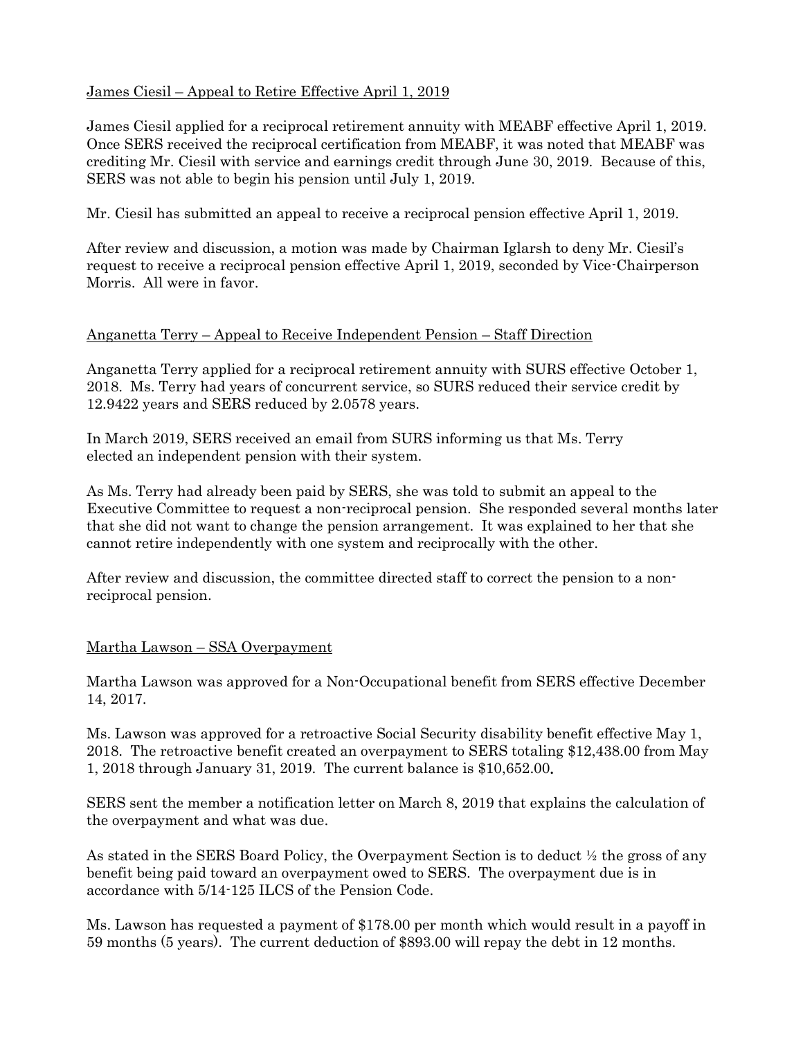James Ciesil – Appeal to Retire Effective April 1, 2019

James Ciesil applied for a reciprocal retirement annuity with MEABF effective April 1, 2019. Once SERS received the reciprocal certification from MEABF, it was noted that MEABF was crediting Mr. Ciesil with service and earnings credit through June 30, 2019. Because of this, SERS was not able to begin his pension until July 1, 2019.

Mr. Ciesil has submitted an appeal to receive a reciprocal pension effective April 1, 2019.

After review and discussion, a motion was made by Chairman Iglarsh to deny Mr. Ciesil's request to receive a reciprocal pension effective April 1, 2019, seconded by Vice-Chairperson Morris. All were in favor.

Anganetta Terry – Appeal to Receive Independent Pension – Staff Direction

Anganetta Terry applied for a reciprocal retirement annuity with SURS effective October 1, 2018. Ms. Terry had years of concurrent service, so SURS reduced their service credit by 12.9422 years and SERS reduced by 2.0578 years.

In March 2019, SERS received an email from SURS informing us that Ms. Terry elected an independent pension with their system.

As Ms. Terry had already been paid by SERS, she was told to submit an appeal to the Executive Committee to request a non-reciprocal pension. She responded several months later that she did not want to change the pension arrangement. It was explained to her that she cannot retire independently with one system and reciprocally with the other.

After review and discussion, the committee directed staff to correct the pension to a non-reciprocal pension.

Martha Lawson – SSA Overpayment

Martha Lawson was approved for a Non-Occupational benefit from SERS effective December 14, 2017.

Ms. Lawson was approved for a retroactive Social Security disability benefit effective May 1, 2018. The retroactive benefit created an overpayment to SERS totaling $12,438.00 from May 1, 2018 through January 31, 2019. The current balance is $10,652.00.

SERS sent the member a notification letter on March 8, 2019 that explains the calculation of the overpayment and what was due.

As stated in the SERS Board Policy, the Overpayment Section is to deduct ½ the gross of any benefit being paid toward an overpayment owed to SERS. The overpayment due is in accordance with 5/14-125 ILCS of the Pension Code.

Ms. Lawson has requested a payment of $178.00 per month which would result in a payoff in 59 months (5 years). The current deduction of $893.00 will repay the debt in 12 months.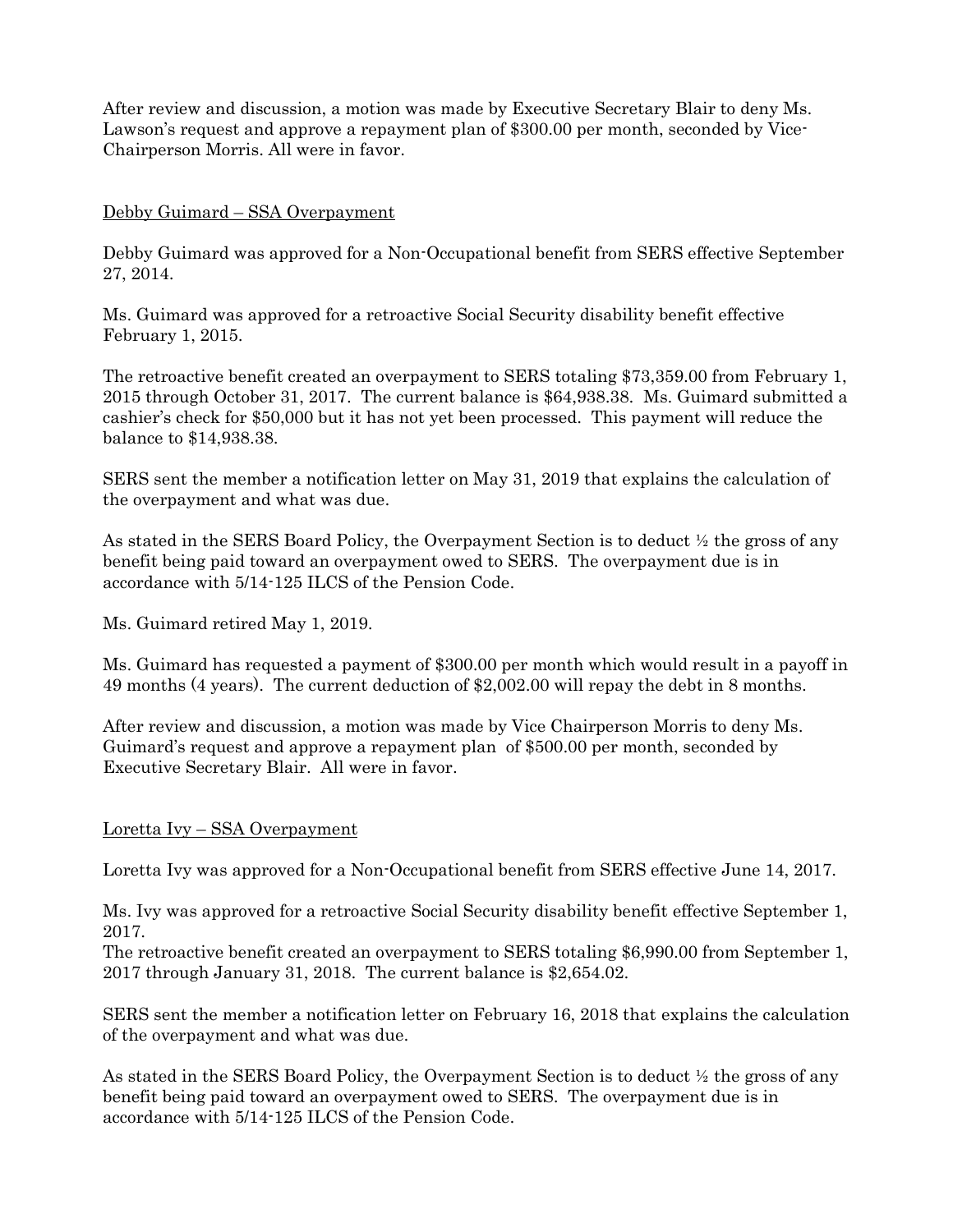After review and discussion, a motion was made by Executive Secretary Blair to deny Ms. Lawson's request and approve a repayment plan of $300.00 per month, seconded by Vice-Chairperson Morris. All were in favor.

Debby Guimard – SSA Overpayment

Debby Guimard was approved for a Non-Occupational benefit from SERS effective September 27, 2014.

Ms. Guimard was approved for a retroactive Social Security disability benefit effective February 1, 2015.

The retroactive benefit created an overpayment to SERS totaling $73,359.00 from February 1, 2015 through October 31, 2017. The current balance is $64,938.38. Ms. Guimard submitted a cashier's check for $50,000 but it has not yet been processed. This payment will reduce the balance to $14,938.38.

SERS sent the member a notification letter on May 31, 2019 that explains the calculation of the overpayment and what was due.

As stated in the SERS Board Policy, the Overpayment Section is to deduct ½ the gross of any benefit being paid toward an overpayment owed to SERS. The overpayment due is in accordance with 5/14-125 ILCS of the Pension Code.

Ms. Guimard retired May 1, 2019.

Ms. Guimard has requested a payment of $300.00 per month which would result in a payoff in 49 months (4 years). The current deduction of $2,002.00 will repay the debt in 8 months.

After review and discussion, a motion was made by Vice Chairperson Morris to deny Ms. Guimard's request and approve a repayment plan of $500.00 per month, seconded by Executive Secretary Blair. All were in favor.

Loretta Ivy – SSA Overpayment

Loretta Ivy was approved for a Non-Occupational benefit from SERS effective June 14, 2017.

Ms. Ivy was approved for a retroactive Social Security disability benefit effective September 1, 2017.

The retroactive benefit created an overpayment to SERS totaling $6,990.00 from September 1, 2017 through January 31, 2018. The current balance is $2,654.02.

SERS sent the member a notification letter on February 16, 2018 that explains the calculation of the overpayment and what was due.

As stated in the SERS Board Policy, the Overpayment Section is to deduct ½ the gross of any benefit being paid toward an overpayment owed to SERS. The overpayment due is in accordance with 5/14-125 ILCS of the Pension Code.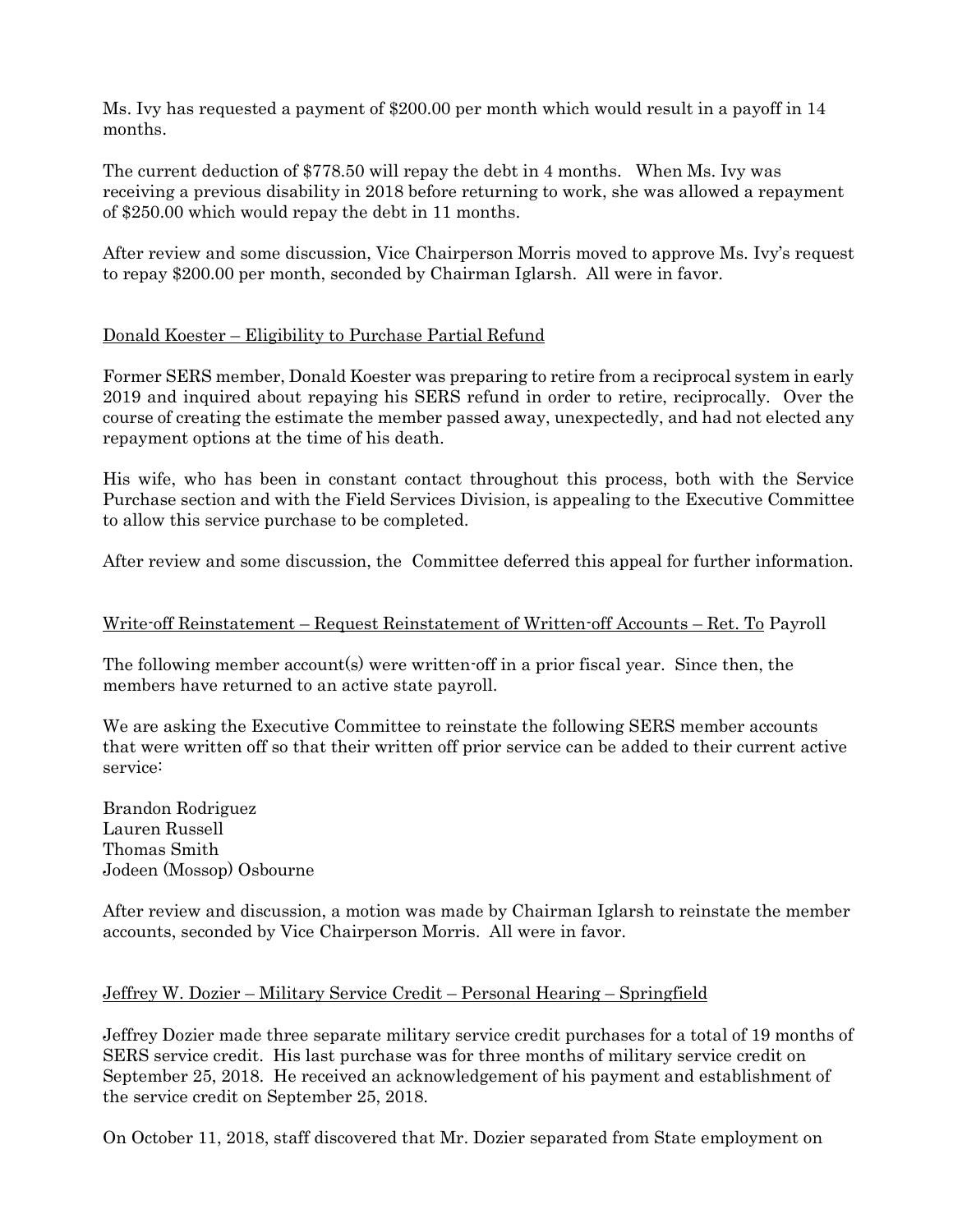Ms. Ivy has requested a payment of $200.00 per month which would result in a payoff in 14 months.

The current deduction of $778.50 will repay the debt in 4 months. When Ms. Ivy was receiving a previous disability in 2018 before returning to work, she was allowed a repayment of $250.00 which would repay the debt in 11 months.

After review and some discussion, Vice Chairperson Morris moved to approve Ms. Ivy's request to repay $200.00 per month, seconded by Chairman Iglarsh. All were in favor.

<u>Donald Koester – Eligibility to Purchase Partial Refund</u>

Former SERS member, Donald Koester was preparing to retire from a reciprocal system in early 2019 and inquired about repaying his SERS refund in order to retire, reciprocally. Over the course of creating the estimate the member passed away, unexpectedly, and had not elected any repayment options at the time of his death.

His wife, who has been in constant contact throughout this process, both with the Service Purchase section and with the Field Services Division, is appealing to the Executive Committee to allow this service purchase to be completed.

After review and some discussion, the Committee deferred this appeal for further information.

<u>Write-off Reinstatement – Request Reinstatement of Written-off Accounts – Ret. To</u> Payroll

The following member account(s) were written-off in a prior fiscal year. Since then, the members have returned to an active state payroll.

We are asking the Executive Committee to reinstate the following SERS member accounts that were written off so that their written off prior service can be added to their current active service:

Brandon Rodriguez  
Lauren Russell  
Thomas Smith  
Jodeen (Mossop) Osbourne

After review and discussion, a motion was made by Chairman Iglarsh to reinstate the member accounts, seconded by Vice Chairperson Morris. All were in favor.

<u>Jeffrey W. Dozier – Military Service Credit – Personal Hearing – Springfield</u>

Jeffrey Dozier made three separate military service credit purchases for a total of 19 months of SERS service credit. His last purchase was for three months of military service credit on September 25, 2018. He received an acknowledgement of his payment and establishment of the service credit on September 25, 2018.

On October 11, 2018, staff discovered that Mr. Dozier separated from State employment on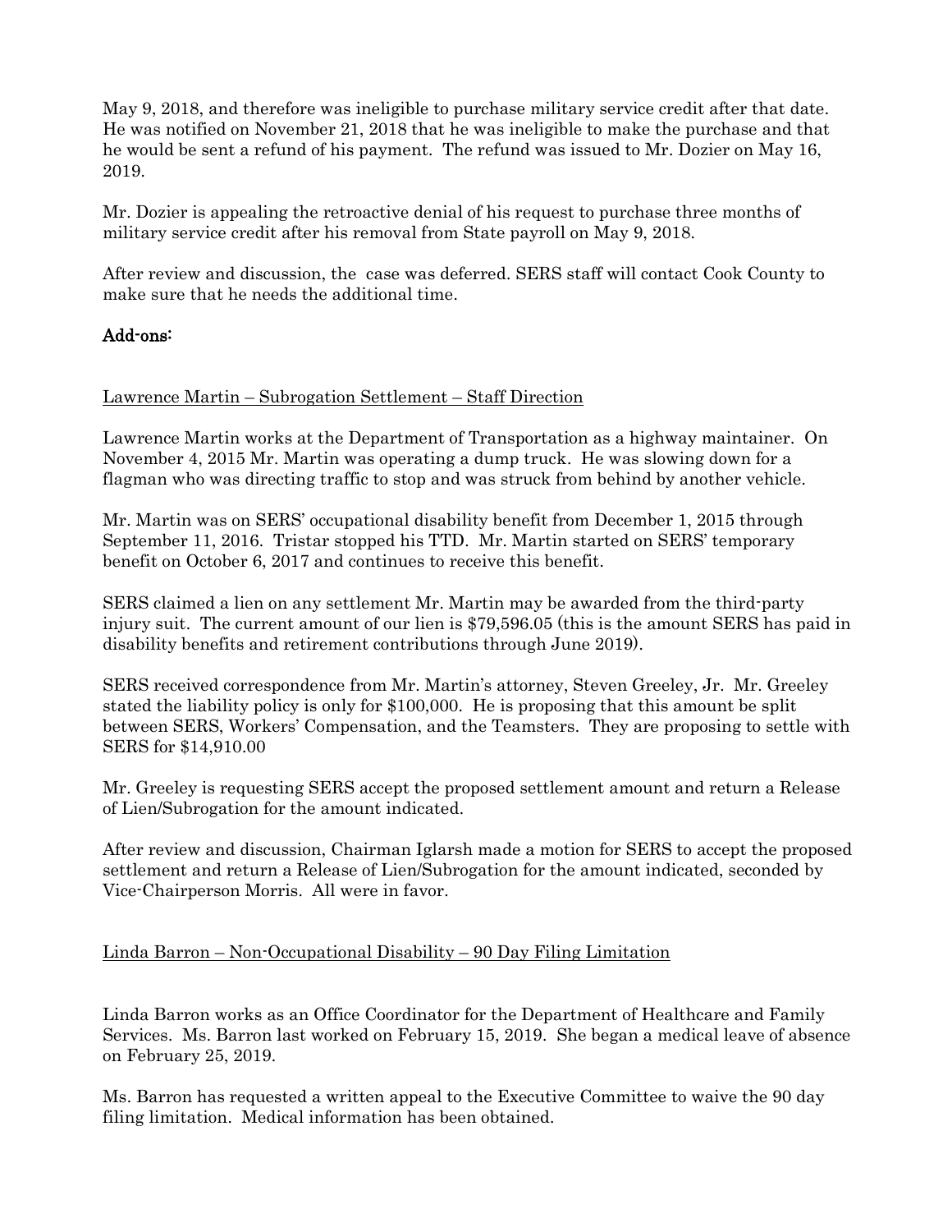May 9, 2018, and therefore was ineligible to purchase military service credit after that date. He was notified on November 21, 2018 that he was ineligible to make the purchase and that he would be sent a refund of his payment. The refund was issued to Mr. Dozier on May 16, 2019.

Mr. Dozier is appealing the retroactive denial of his request to purchase three months of military service credit after his removal from State payroll on May 9, 2018.

After review and discussion, the case was deferred. SERS staff will contact Cook County to make sure that he needs the additional time.

## Add-ons:

Lawrence Martin – Subrogation Settlement – Staff Direction

Lawrence Martin works at the Department of Transportation as a highway maintainer. On November 4, 2015 Mr. Martin was operating a dump truck. He was slowing down for a flagman who was directing traffic to stop and was struck from behind by another vehicle.

Mr. Martin was on SERS' occupational disability benefit from December 1, 2015 through September 11, 2016. Tristar stopped his TTD. Mr. Martin started on SERS' temporary benefit on October 6, 2017 and continues to receive this benefit.

SERS claimed a lien on any settlement Mr. Martin may be awarded from the third-party injury suit. The current amount of our lien is $79,596.05 (this is the amount SERS has paid in disability benefits and retirement contributions through June 2019).

SERS received correspondence from Mr. Martin's attorney, Steven Greeley, Jr. Mr. Greeley stated the liability policy is only for $100,000. He is proposing that this amount be split between SERS, Workers' Compensation, and the Teamsters. They are proposing to settle with SERS for $14,910.00

Mr. Greeley is requesting SERS accept the proposed settlement amount and return a Release of Lien/Subrogation for the amount indicated.

After review and discussion, Chairman Iglarsh made a motion for SERS to accept the proposed settlement and return a Release of Lien/Subrogation for the amount indicated, seconded by Vice-Chairperson Morris. All were in favor.

Linda Barron – Non-Occupational Disability – 90 Day Filing Limitation

Linda Barron works as an Office Coordinator for the Department of Healthcare and Family Services. Ms. Barron last worked on February 15, 2019. She began a medical leave of absence on February 25, 2019.

Ms. Barron has requested a written appeal to the Executive Committee to waive the 90 day filing limitation. Medical information has been obtained.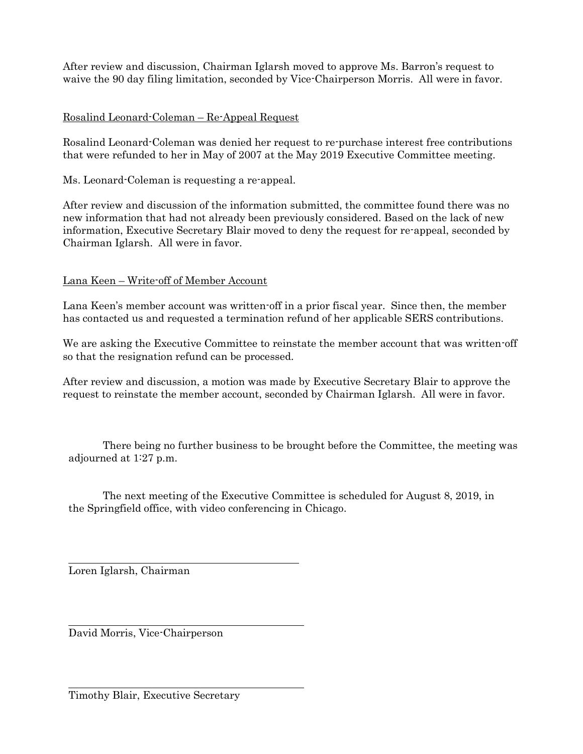After review and discussion, Chairman Iglarsh moved to approve Ms. Barron's request to waive the 90 day filing limitation, seconded by Vice-Chairperson Morris. All were in favor.

Rosalind Leonard-Coleman – Re-Appeal Request

Rosalind Leonard-Coleman was denied her request to re-purchase interest free contributions that were refunded to her in May of 2007 at the May 2019 Executive Committee meeting.

Ms. Leonard-Coleman is requesting a re-appeal.

After review and discussion of the information submitted, the committee found there was no new information that had not already been previously considered. Based on the lack of new information, Executive Secretary Blair moved to deny the request for re-appeal, seconded by Chairman Iglarsh. All were in favor.

Lana Keen – Write-off of Member Account

Lana Keen's member account was written-off in a prior fiscal year. Since then, the member has contacted us and requested a termination refund of her applicable SERS contributions.

We are asking the Executive Committee to reinstate the member account that was written-off so that the resignation refund can be processed.

After review and discussion, a motion was made by Executive Secretary Blair to approve the request to reinstate the member account, seconded by Chairman Iglarsh. All were in favor.

There being no further business to be brought before the Committee, the meeting was adjourned at 1:27 p.m.

The next meeting of the Executive Committee is scheduled for August 8, 2019, in the Springfield office, with video conferencing in Chicago.

Loren Iglarsh, Chairman

David Morris, Vice-Chairperson

Timothy Blair, Executive Secretary